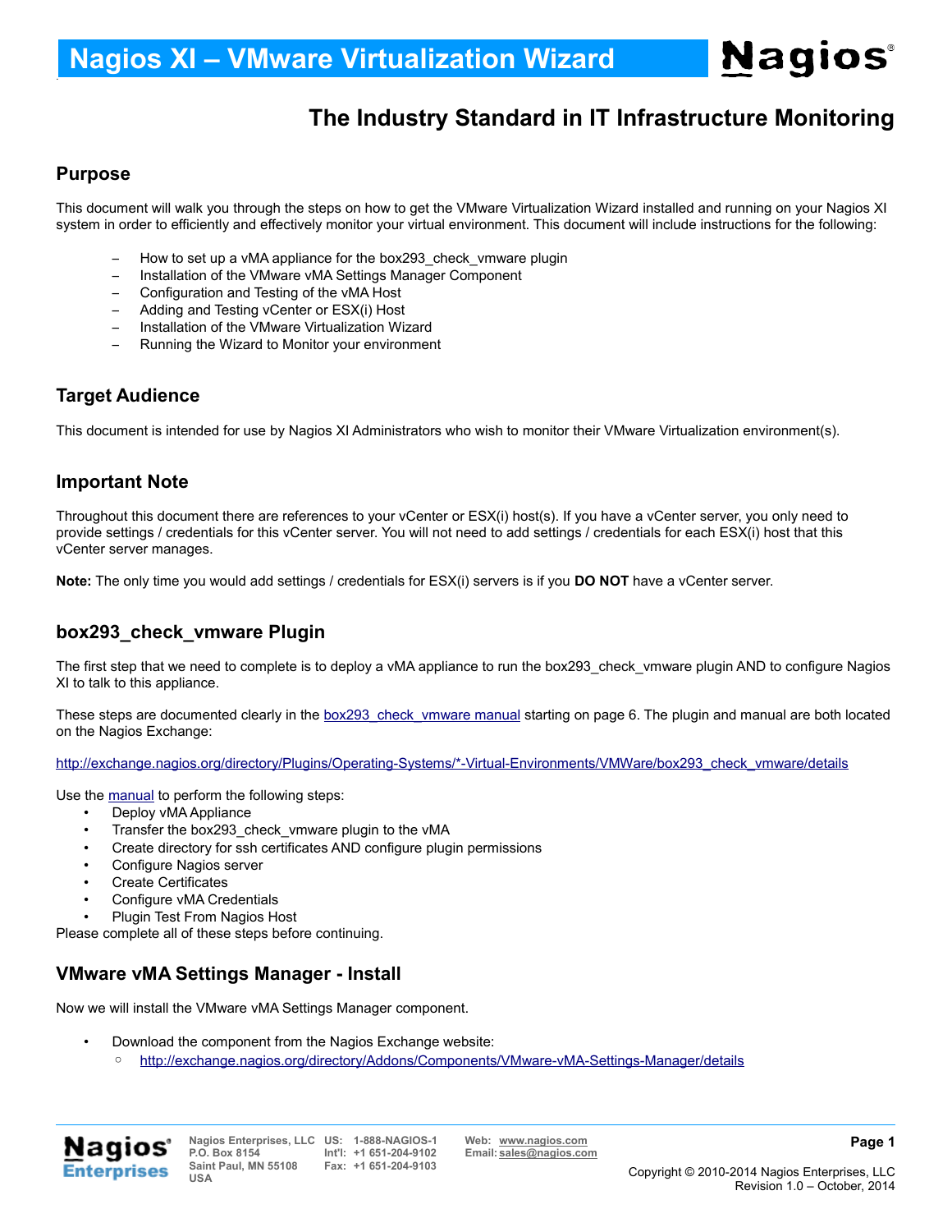# Nagios XI – VMware Virtualization Wizard

## The Industry Standard in IT Infrastructure Monitoring

## Purpose

This document will walk you through the steps on how to get the VMware Virtualization Wizard installed and running on your Nagios XI system in order to efficiently and effectively monitor your virtual environment. This document will include instructions for the following:

- How to set up a vMA appliance for the box293_check_vmware plugin
- Installation of the VMware vMA Settings Manager Component
- Configuration and Testing of the vMA Host
- Adding and Testing vCenter or ESX(i) Host
- Installation of the VMware Virtualization Wizard
- Running the Wizard to Monitor your environment

## Target Audience

This document is intended for use by Nagios XI Administrators who wish to monitor their VMware Virtualization environment(s).

## Important Note

Throughout this document there are references to your vCenter or ESX(i) host(s). If you have a vCenter server, you only need to provide settings / credentials for this vCenter server. You will not need to add settings / credentials for each ESX(i) host that this vCenter server manages.

**Note:** The only time you would add settings / credentials for ESX(i) servers is if you **DO NOT** have a vCenter server.

## box293_check_vmware Plugin

The first step that we need to complete is to deploy a vMA appliance to run the box293_check_vmware plugin AND to configure Nagios XI to talk to this appliance.

These steps are documented clearly in the box293_check_vmware manual starting on page 6. The plugin and manual are both located on the Nagios Exchange:

http://exchange.nagios.org/directory/Plugins/Operating-Systems/*-Virtual-Environments/VMWare/box293_check_vmware/details

Use the manual to perform the following steps:

- Deploy vMA Appliance
- Transfer the box293_check_vmware plugin to the vMA
- Create directory for ssh certificates AND configure plugin permissions
- Configure Nagios server
- Create Certificates
- Configure vMA Credentials
- Plugin Test From Nagios Host

Please complete all of these steps before continuing.

## VMware vMA Settings Manager - Install

Now we will install the VMware vMA Settings Manager component.

- Download the component from the Nagios Exchange website:
  - http://exchange.nagios.org/directory/Addons/Components/VMware-vMA-Settings-Manager/details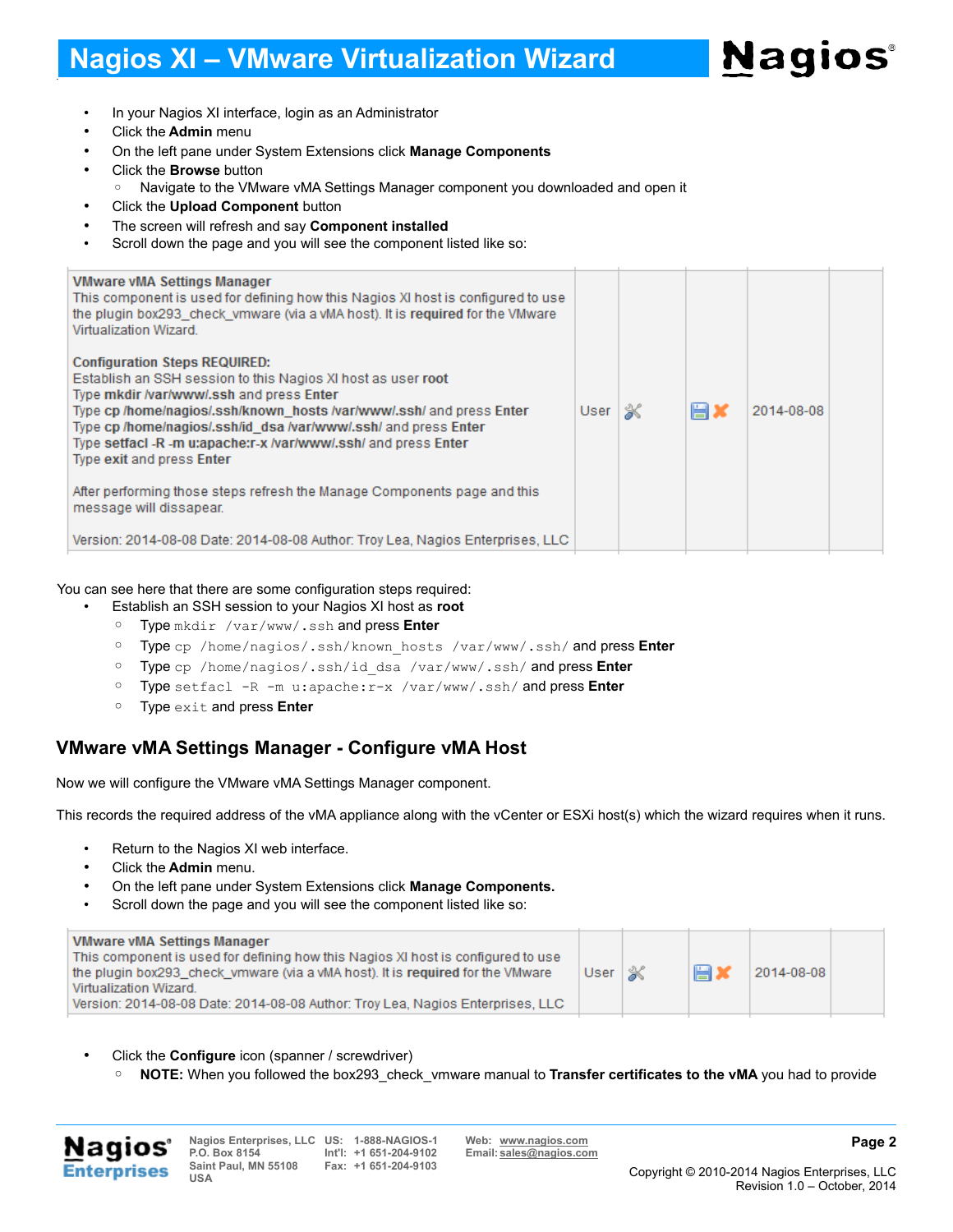- In your Nagios XI interface, login as an Administrator
- Click the **Admin** menu
- On the left pane under System Extensions click **Manage Components**
- Click the **Browse** button
    - Navigate to the VMware vMA Settings Manager component you downloaded and open it
- Click the **Upload Component** button
- The screen will refresh and say **Component installed**
- Scroll down the page and you will see the component listed like so:

| | | | | | |
|---|---|---|---|---|---|
| **VMware vMA Settings Manager**<br>This component is used for defining how this Nagios XI host is configured to use the plugin box293_check_vmware (via a vMA host). It is **required** for the VMware Virtualization Wizard.<br><br>**Configuration Steps REQUIRED:**<br>Establish an SSH session to this Nagios XI host as user **root**<br>Type **mkdir /var/www/.ssh** and press **Enter**<br>Type **cp /home/nagios/.ssh/known_hosts /var/www/.ssh/** and press **Enter**<br>Type **cp /home/nagios/.ssh/id_dsa /var/www/.ssh/** and press **Enter**<br>Type **setfacl -R -m u:apache:r-x /var/www/.ssh/** and press **Enter**<br>Type **exit** and press **Enter**<br><br>After performing those steps refresh the Manage Components page and this message will dissapear.<br><br>Version: 2014-08-08 Date: 2014-08-08 Author: Troy Lea, Nagios Enterprises, LLC | User | | | 2014-08-08 | |

You can see here that there are some configuration steps required:

- Establish an SSH session to your Nagios XI host as **root**
    - Type `mkdir /var/www/.ssh` and press **Enter**
    - Type `cp /home/nagios/.ssh/known_hosts /var/www/.ssh/` and press **Enter**
    - Type `cp /home/nagios/.ssh/id_dsa /var/www/.ssh/` and press **Enter**
    - Type `setfacl -R -m u:apache:r-x /var/www/.ssh/` and press **Enter**
    - Type `exit` and press **Enter**

## VMware vMA Settings Manager - Configure vMA Host

Now we will configure the VMware vMA Settings Manager component.

This records the required address of the vMA appliance along with the vCenter or ESXi host(s) which the wizard requires when it runs.

- Return to the Nagios XI web interface.
- Click the **Admin** menu.
- On the left pane under System Extensions click **Manage Components.**
- Scroll down the page and you will see the component listed like so:

| | | | | | |
|---|---|---|---|---|---|
| **VMware vMA Settings Manager**<br>This component is used for defining how this Nagios XI host is configured to use the plugin box293_check_vmware (via a vMA host). It is **required** for the VMware Virtualization Wizard.<br>Version: 2014-08-08 Date: 2014-08-08 Author: Troy Lea, Nagios Enterprises, LLC | User | | | 2014-08-08 | |

- Click the **Configure** icon (spanner / screwdriver)
    - **NOTE:** When you followed the box293_check_vmware manual to **Transfer certificates to the vMA** you had to provide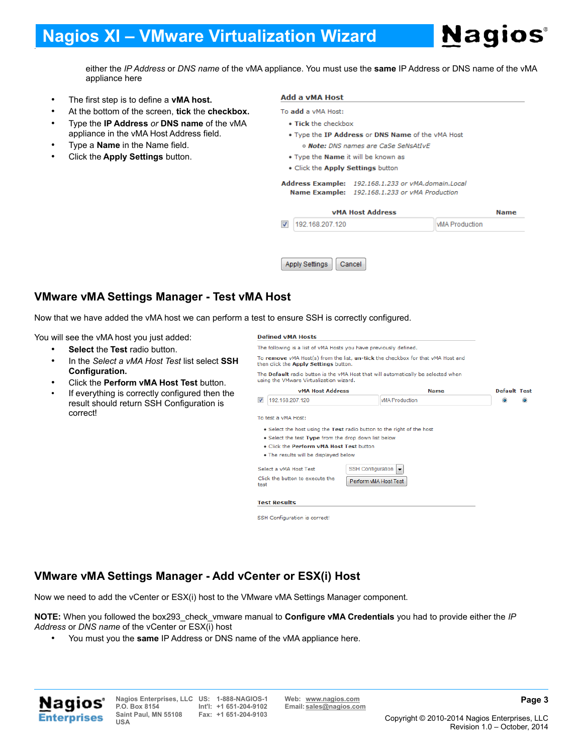either the *IP Address* or *DNS name* of the vMA appliance. You must use the **same** IP Address or DNS name of the vMA appliance here

- The first step is to define a **vMA host.**
- At the bottom of the screen, **tick** the **checkbox.**
- Type the **IP Address** *or* **DNS name** of the vMA appliance in the vMA Host Address field.
- Type a **Name** in the Name field.
- Click the **Apply Settings** button.

## VMware vMA Settings Manager - Test vMA Host

Now that we have added the vMA host we can perform a test to ensure SSH is correctly configured.

You will see the vMA host you just added:

- **Select** the **Test** radio button.
- In the *Select a vMA Host Test* list select **SSH Configuration.**
- Click the **Perform vMA Host Test** button.
- If everything is correctly configured then the result should return SSH Configuration is correct!

## VMware vMA Settings Manager - Add vCenter or ESX(i) Host

Now we need to add the vCenter or ESX(i) host to the VMware vMA Settings Manager component.

**NOTE:** When you followed the box293_check_vmware manual to **Configure vMA Credentials** you had to provide either the *IP Address* or *DNS name* of the vCenter or ESX(i) host

- You must you the **same** IP Address or DNS name of the vMA appliance here.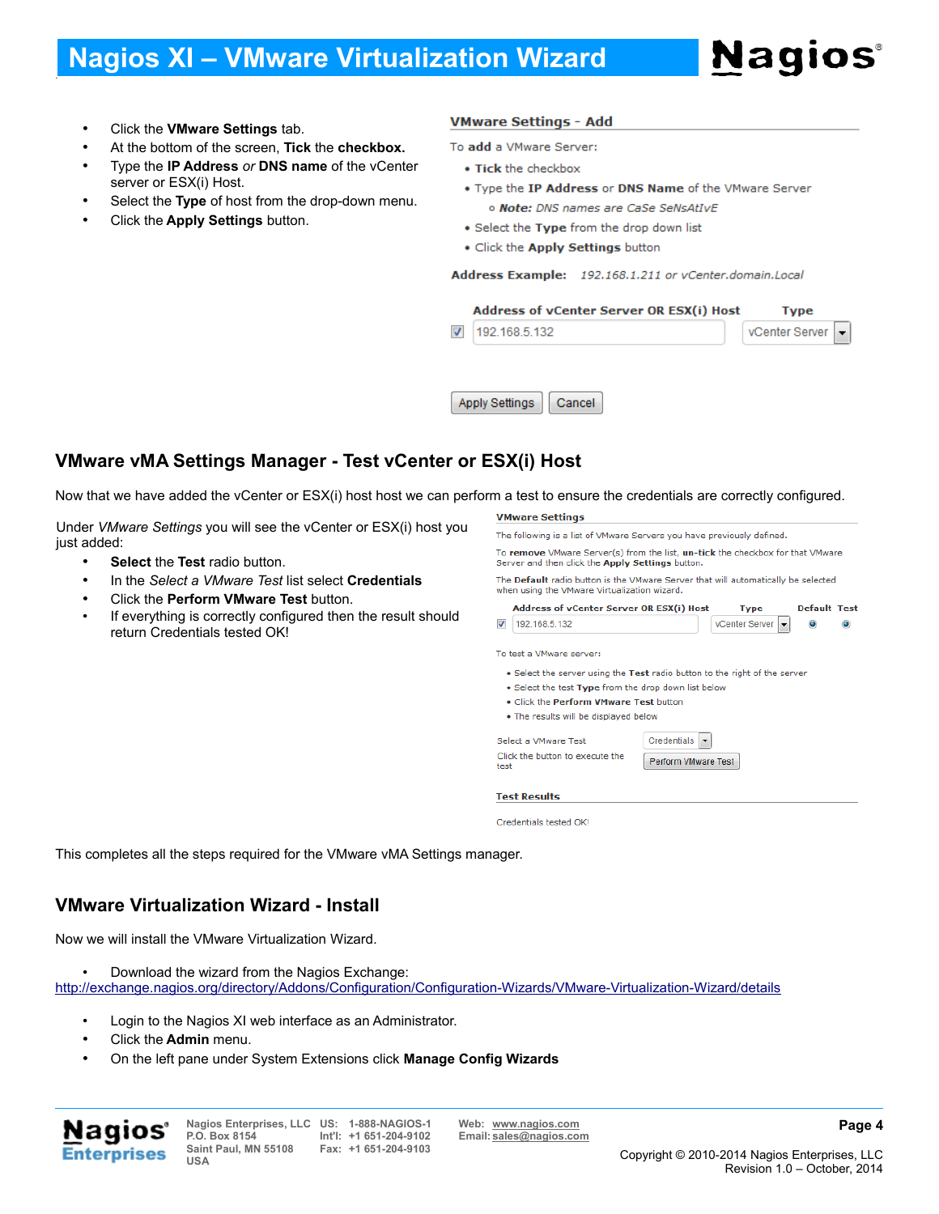- Click the **VMware Settings** tab.
- At the bottom of the screen, **Tick** the **checkbox.**
- Type the **IP Address** *or* **DNS name** of the vCenter server or ESX(i) Host.
- Select the **Type** of host from the drop-down menu.
- Click the **Apply Settings** button.

## VMware vMA Settings Manager - Test vCenter or ESX(i) Host

Now that we have added the vCenter or ESX(i) host host we can perform a test to ensure the credentials are correctly configured.

Under *VMware Settings* you will see the vCenter or ESX(i) host you just added:

- **Select** the **Test** radio button.
- In the *Select a VMware Test* list select **Credentials**
- Click the **Perform VMware Test** button.
- If everything is correctly configured then the result should return Credentials tested OK!

This completes all the steps required for the VMware vMA Settings manager.

## VMware Virtualization Wizard - Install

Now we will install the VMware Virtualization Wizard.

- Download the wizard from the Nagios Exchange:

http://exchange.nagios.org/directory/Addons/Configuration/Configuration-Wizards/VMware-Virtualization-Wizard/details

- Login to the Nagios XI web interface as an Administrator.
- Click the **Admin** menu.
- On the left pane under System Extensions click **Manage Config Wizards**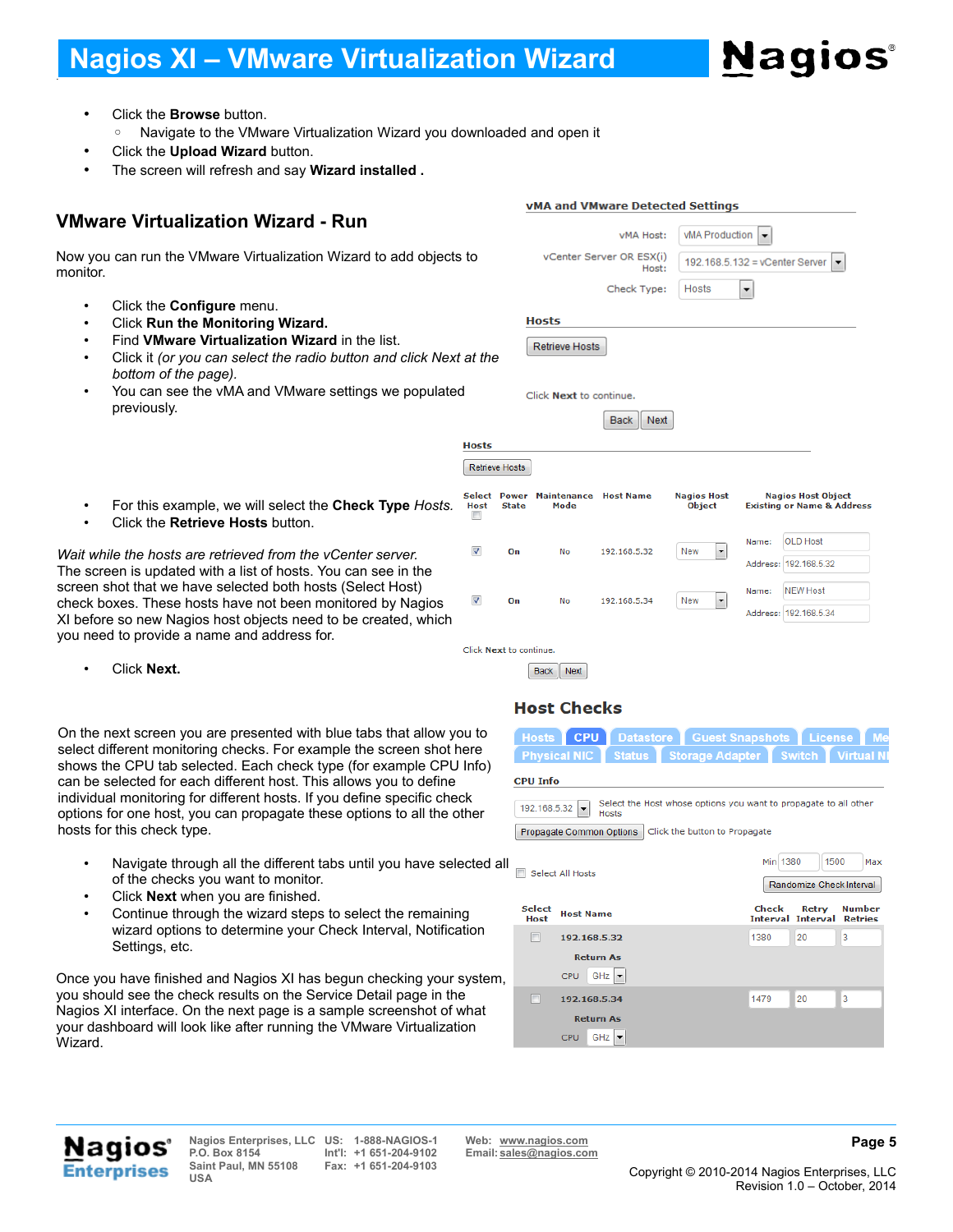- Click the **Browse** button.
  - Navigate to the VMware Virtualization Wizard you downloaded and open it
- Click the **Upload Wizard** button.
- The screen will refresh and say **Wizard installed** .

## VMware Virtualization Wizard - Run

Now you can run the VMware Virtualization Wizard to add objects to monitor.

- Click the **Configure** menu.
- Click **Run the Monitoring Wizard.**
- Find **VMware Virtualization Wizard** in the list.
- Click it *(or you can select the radio button and click Next at the bottom of the page)*.
- You can see the vMA and VMware settings we populated previously.

- For this example, we will select the **Check Type** *Hosts.*
- Click the **Retrieve Hosts** button.

*Wait while the hosts are retrieved from the vCenter server.* The screen is updated with a list of hosts. You can see in the screen shot that we have selected both hosts (Select Host) check boxes. These hosts have not been monitored by Nagios XI before so new Nagios host objects need to be created, which you need to provide a name and address for.

- Click **Next.**

On the next screen you are presented with blue tabs that allow you to select different monitoring checks. For example the screen shot here shows the CPU tab selected. Each check type (for example CPU Info) can be selected for each different host. This allows you to define individual monitoring for different hosts. If you define specific check options for one host, you can propagate these options to all the other hosts for this check type.

- Navigate through all the different tabs until you have selected all of the checks you want to monitor.
- Click **Next** when you are finished.
- Continue through the wizard steps to select the remaining wizard options to determine your Check Interval, Notification Settings, etc.

Once you have finished and Nagios XI has begun checking your system, you should see the check results on the Service Detail page in the Nagios XI interface. On the next page is a sample screenshot of what your dashboard will look like after running the VMware Virtualization Wizard.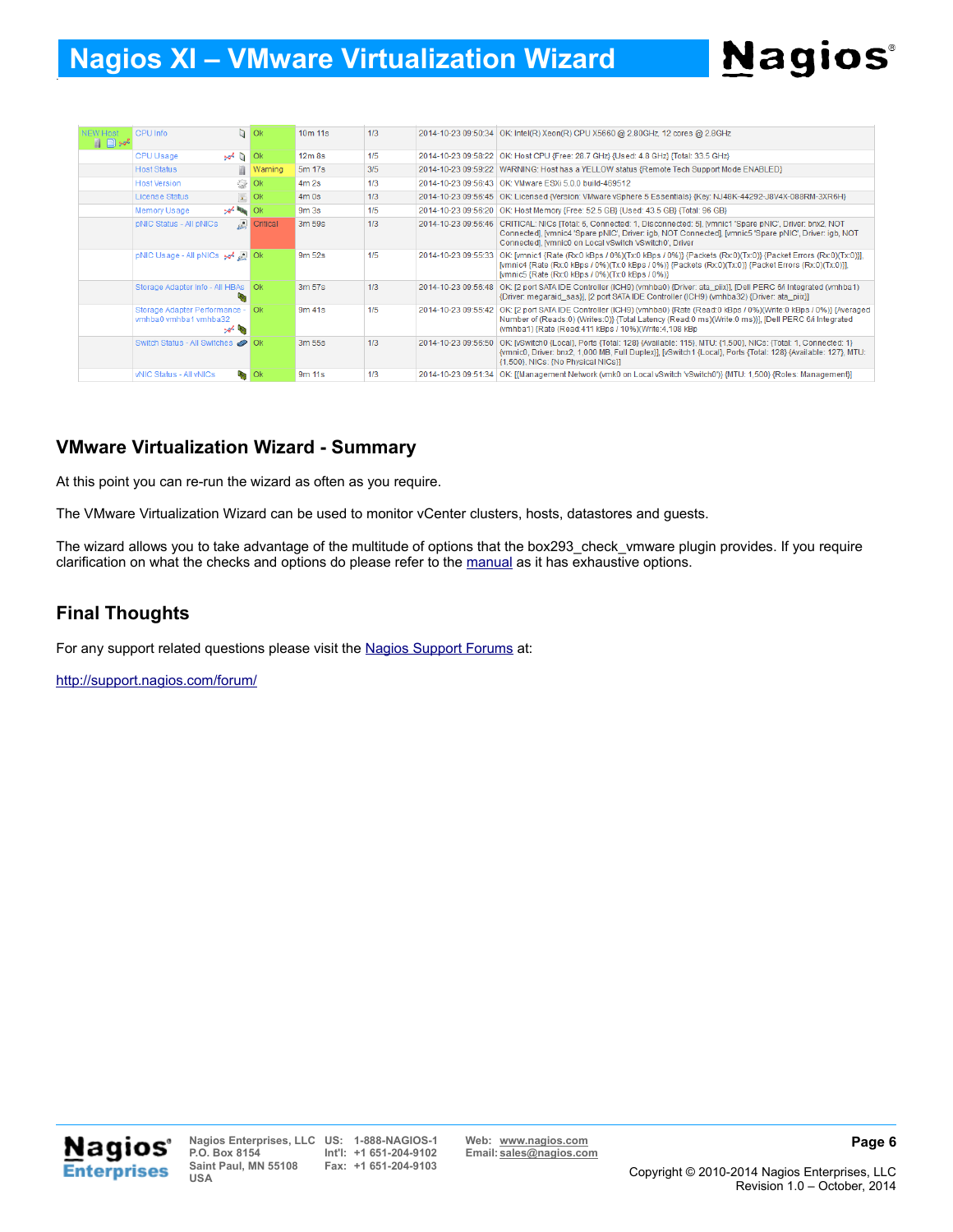| | | | | | | |
|---|---|---|---|---|---|---|
| NEW Host | CPU Info | Ok | 10m 11s | 1/3 | 2014-10-23 09:50:34 | OK: Intel(R) Xeon(R) CPU X5660 @ 2.80GHz, 12 cores @ 2.8GHz |
| | CPU Usage | Ok | 12m 8s | 1/5 | 2014-10-23 09:58:22 | OK: Host CPU {Free: 28.7 GHz} {Used: 4.8 GHz} {Total: 33.5 GHz} |
| | Host Status | Warning | 5m 17s | 3/5 | 2014-10-23 09:59:22 | WARNING: Host has a YELLOW status {Remote Tech Support Mode ENABLED} |
| | Host Version | Ok | 4m 2s | 1/3 | 2014-10-23 09:56:43 | OK: VMware ESXi 5.0.0 build-469512 |
| | License Status | Ok | 4m 0s | 1/3 | 2014-10-23 09:56:45 | OK: Licensed {Version: VMware vSphere 5 Essentials} {Key: NJ48K-44292-J8V4X-088RM-3XR6H} |
| | Memory Usage | Ok | 9m 3s | 1/5 | 2014-10-23 09:56:20 | OK: Host Memory {Free: 52.5 GB} {Used: 43.5 GB} {Total: 96 GB} |
| | pNIC Status - All pNICs | Critical | 3m 59s | 1/3 | 2014-10-23 09:56:46 | CRITICAL: NICs {Total: 6, Connected: 1, Disconnected: 5}, [vmnic1 'Spare pNIC', Driver: bnx2, NOT Connected], [vmnic4 'Spare pNIC', Driver: igb, NOT Connected], [vmnic5 'Spare pNIC', Driver: igb, NOT Connected], [vmnic0 on Local vSwitch 'vSwitch0', Driver |
| | pNIC Usage - All pNICs | Ok | 9m 52s | 1/5 | 2014-10-23 09:55:33 | OK: [vmnic1 {Rate (Rx:0 kBps / 0%)(Tx:0 kBps / 0%)} {Packets (Rx:0)(Tx:0)} {Packet Errors (Rx:0)(Tx:0)}], [vmnic4 {Rate (Rx:0 kBps / 0%)(Tx:0 kBps / 0%)} {Packets (Rx:0)(Tx:0)} {Packet Errors (Rx:0)(Tx:0)}], [vmnic5 {Rate (Rx:0 kBps / 0%)(Tx:0 kBps / 0%)} |
| | Storage Adapter Info - All HBAs | Ok | 3m 57s | 1/3 | 2014-10-23 09:56:48 | OK: [2 port SATA IDE Controller (ICH9) (vmhba0) {Driver: ata_piix}], [Dell PERC 6/i Integrated (vmhba1) {Driver: megaraid_sas}], [2 port SATA IDE Controller (ICH9) (vmhba32) {Driver: ata_piix}] |
| | Storage Adapter Performance - vmhba0 vmhba1 vmhba32 | Ok | 9m 41s | 1/5 | 2014-10-23 09:55:42 | OK: [2 port SATA IDE Controller (ICH9) (vmhba0) {Rate (Read:0 kBps / 0%)(Write:0 kBps / 0%)} {Averaged Number of (Reads:0) (Writes:0)} {Total Latency (Read:0 ms)(Write:0 ms)}], [Dell PERC 6/i Integrated (vmhba1) {Rate (Read:411 kBps / 10%)(Write:4,108 kBp |
| | Switch Status - All Switches | Ok | 3m 55s | 1/3 | 2014-10-23 09:56:50 | OK: [vSwitch0 {Local}, Ports {Total: 128} {Available: 115}, MTU: {1,500}, NICs: {Total: 1, Connected: 1} {vmnic0, Driver: bnx2, 1,000 MB, Full Duplex}], [vSwitch1 {Local}, Ports {Total: 128} {Available: 127}, MTU: {1,500}, NICs: {No Physical NICs}] |
| | vNIC Status - All vNICs | Ok | 9m 11s | 1/3 | 2014-10-23 09:51:34 | OK: [{Management Network (vmk0 on Local vSwitch 'vSwitch0')} {MTU: 1,500} {Roles: Management}] |

## VMware Virtualization Wizard - Summary

At this point you can re-run the wizard as often as you require.

The VMware Virtualization Wizard can be used to monitor vCenter clusters, hosts, datastores and guests.

The wizard allows you to take advantage of the multitude of options that the box293_check_vmware plugin provides. If you require clarification on what the checks and options do please refer to the manual as it has exhaustive options.

## Final Thoughts

For any support related questions please visit the Nagios Support Forums at:

http://support.nagios.com/forum/